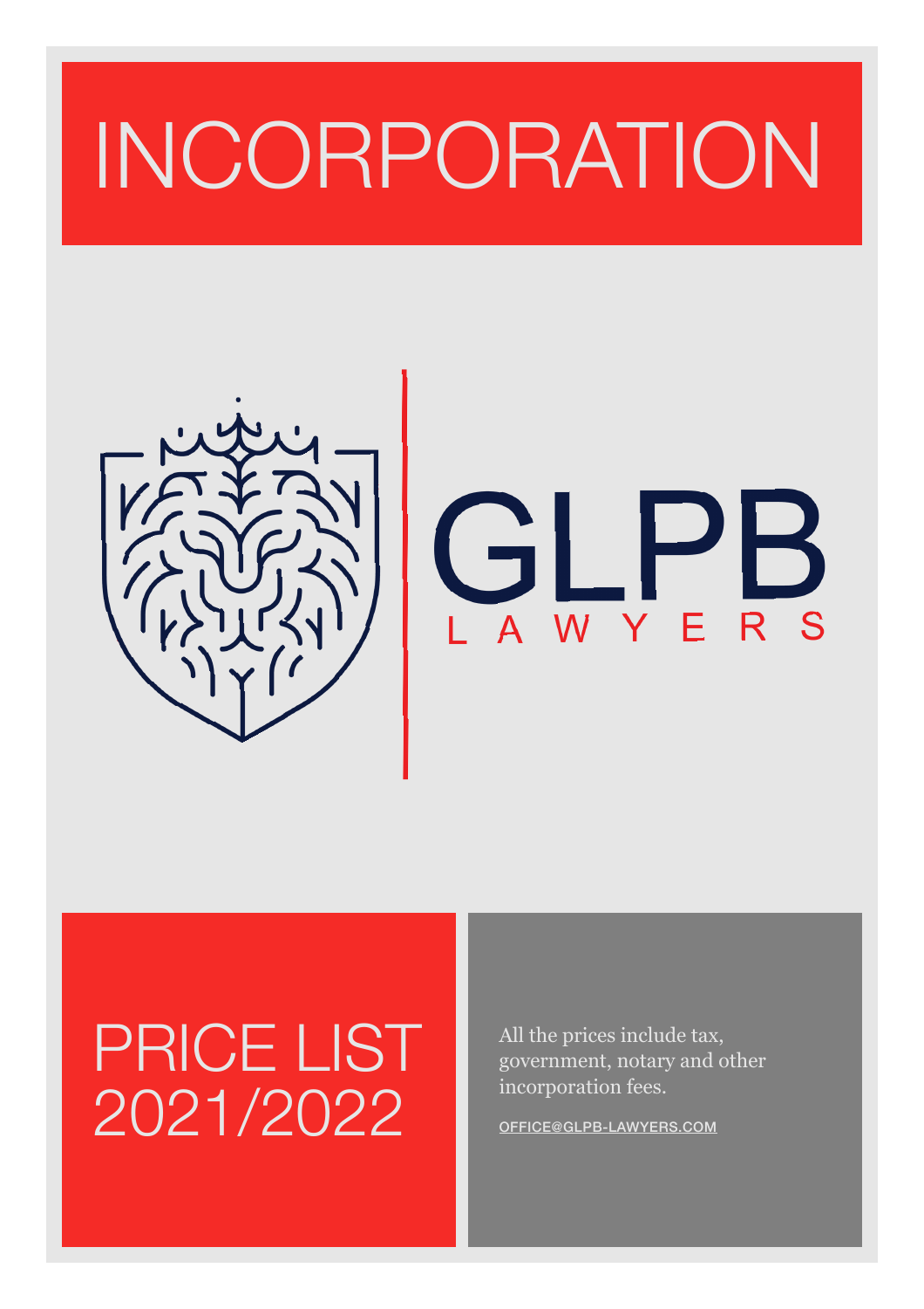# INCORPORATION

GLPB

LAWYERS

## PRICE LIST 2021/2022

All the prices include tax, government, notary and other incorporation fees.

OFFICE@GLPB-LAWYERS.COM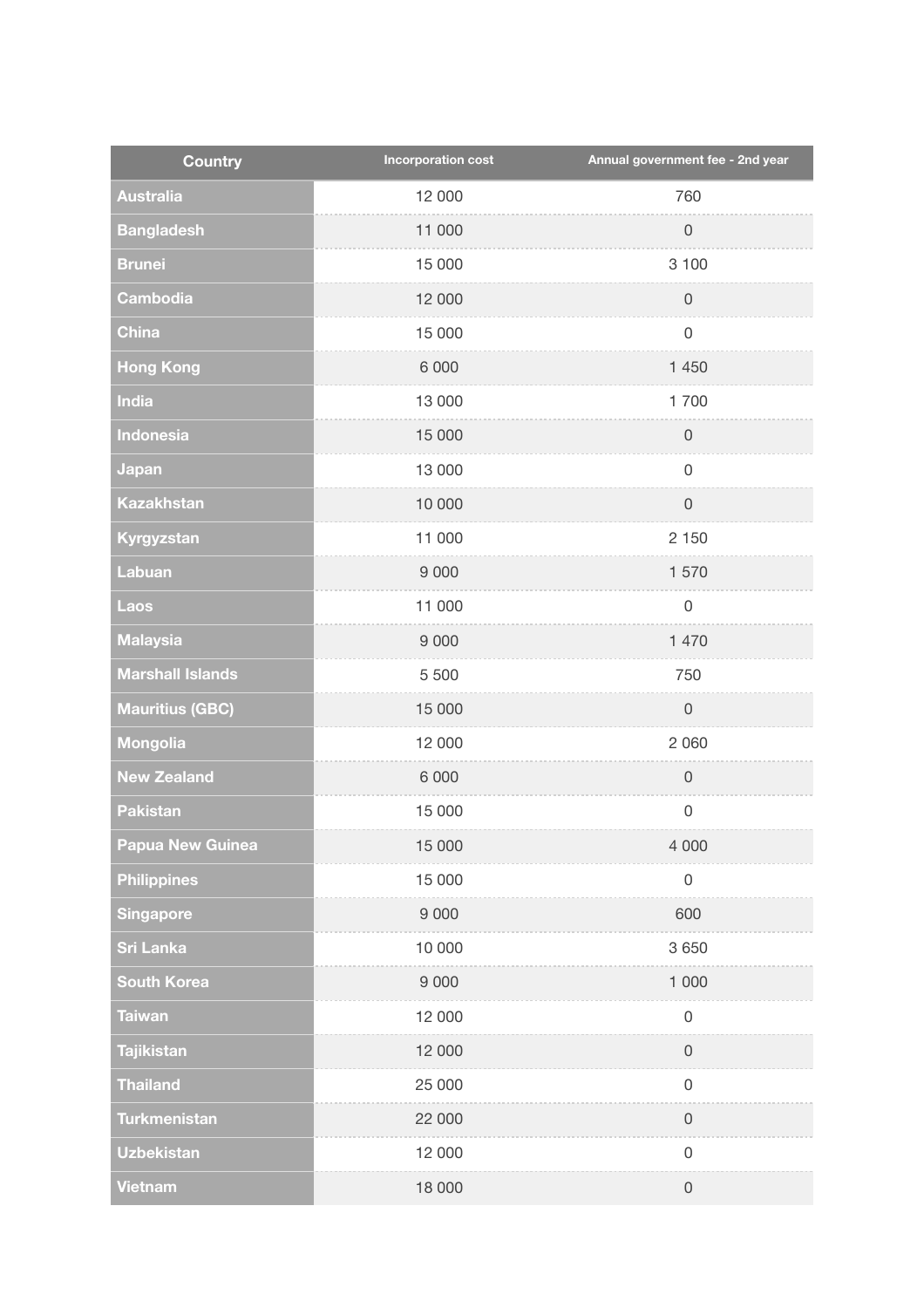| Country | Incorporation cost | Annual government fee - 2nd year |
| --- | --- | --- |
| Australia | 12 000 | 760 |
| Bangladesh | 11 000 | 0 |
| Brunei | 15 000 | 3 100 |
| Cambodia | 12 000 | 0 |
| China | 15 000 | 0 |
| Hong Kong | 6 000 | 1 450 |
| India | 13 000 | 1 700 |
| Indonesia | 15 000 | 0 |
| Japan | 13 000 | 0 |
| Kazakhstan | 10 000 | 0 |
| Kyrgyzstan | 11 000 | 2 150 |
| Labuan | 9 000 | 1 570 |
| Laos | 11 000 | 0 |
| Malaysia | 9 000 | 1 470 |
| Marshall Islands | 5 500 | 750 |
| Mauritius (GBC) | 15 000 | 0 |
| Mongolia | 12 000 | 2 060 |
| New Zealand | 6 000 | 0 |
| Pakistan | 15 000 | 0 |
| Papua New Guinea | 15 000 | 4 000 |
| Philippines | 15 000 | 0 |
| Singapore | 9 000 | 600 |
| Sri Lanka | 10 000 | 3 650 |
| South Korea | 9 000 | 1 000 |
| Taiwan | 12 000 | 0 |
| Tajikistan | 12 000 | 0 |
| Thailand | 25 000 | 0 |
| Turkmenistan | 22 000 | 0 |
| Uzbekistan | 12 000 | 0 |
| Vietnam | 18 000 | 0 |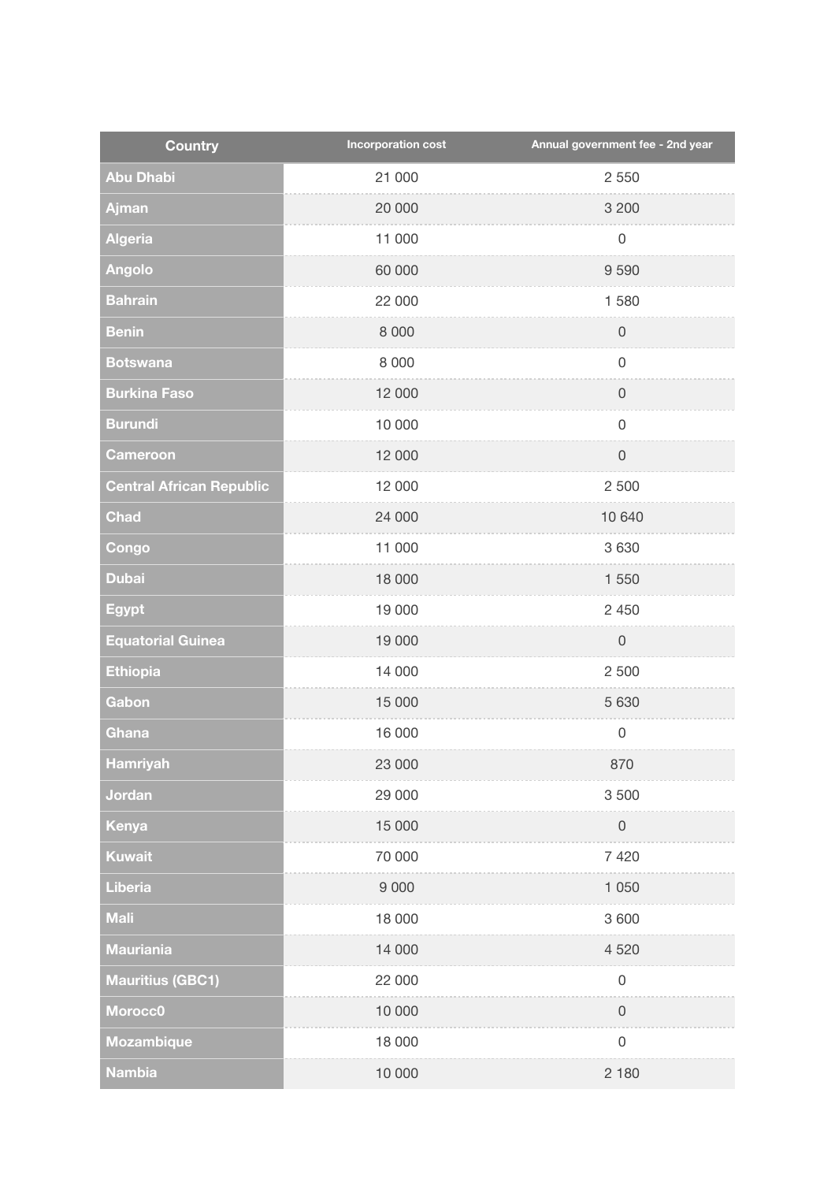| Country | Incorporation cost | Annual government fee - 2nd year |
|---|---|---|
| Abu Dhabi | 21 000 | 2 550 |
| Ajman | 20 000 | 3 200 |
| Algeria | 11 000 | 0 |
| Angolo | 60 000 | 9 590 |
| Bahrain | 22 000 | 1 580 |
| Benin | 8 000 | 0 |
| Botswana | 8 000 | 0 |
| Burkina Faso | 12 000 | 0 |
| Burundi | 10 000 | 0 |
| Cameroon | 12 000 | 0 |
| Central African Republic | 12 000 | 2 500 |
| Chad | 24 000 | 10 640 |
| Congo | 11 000 | 3 630 |
| Dubai | 18 000 | 1 550 |
| Egypt | 19 000 | 2 450 |
| Equatorial Guinea | 19 000 | 0 |
| Ethiopia | 14 000 | 2 500 |
| Gabon | 15 000 | 5 630 |
| Ghana | 16 000 | 0 |
| Hamriyah | 23 000 | 870 |
| Jordan | 29 000 | 3 500 |
| Kenya | 15 000 | 0 |
| Kuwait | 70 000 | 7 420 |
| Liberia | 9 000 | 1 050 |
| Mali | 18 000 | 3 600 |
| Mauriania | 14 000 | 4 520 |
| Mauritius (GBC1) | 22 000 | 0 |
| Morocc0 | 10 000 | 0 |
| Mozambique | 18 000 | 0 |
| Nambia | 10 000 | 2 180 |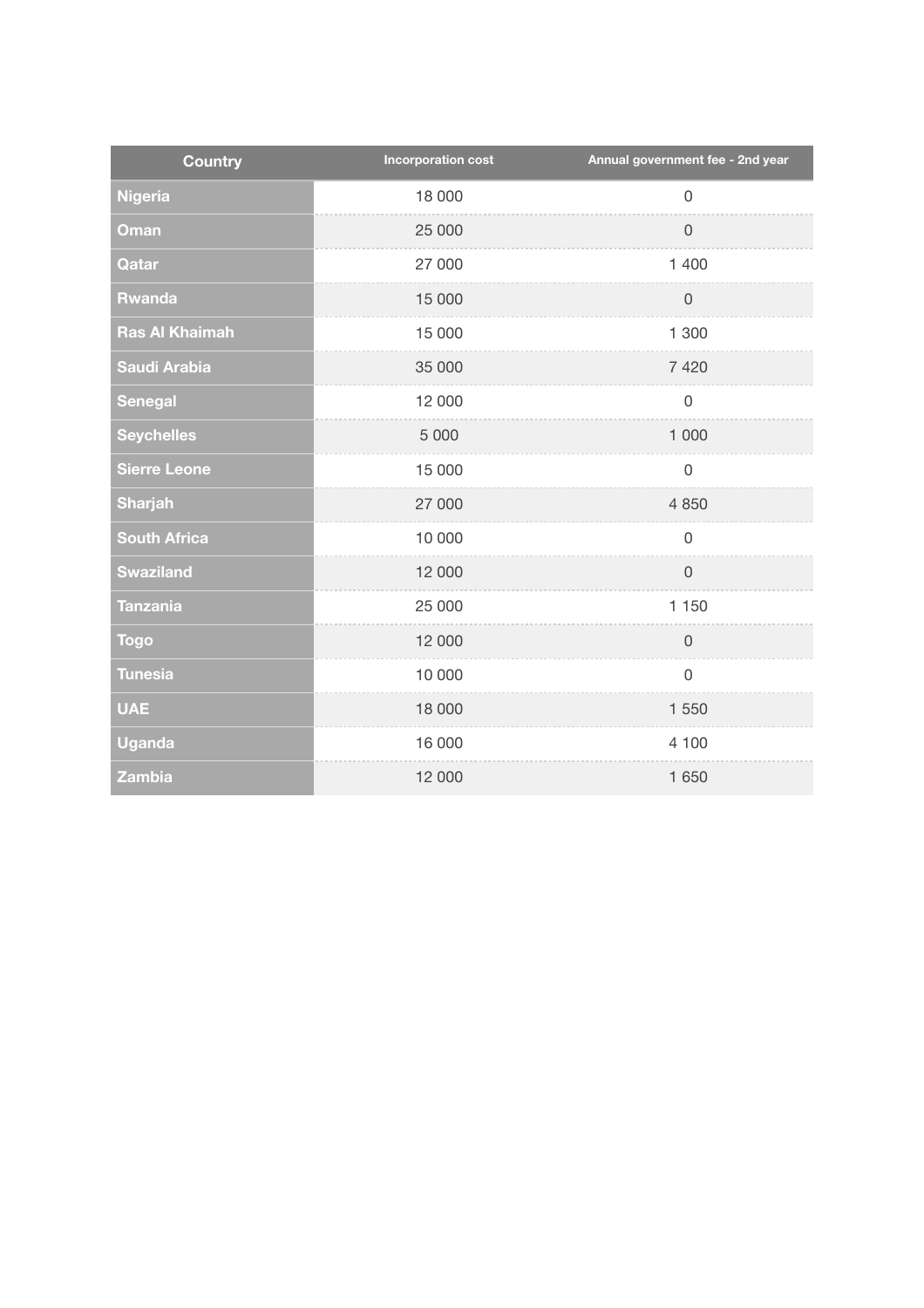| Country | Incorporation cost | Annual government fee - 2nd year |
|---|---|---|
| Nigeria | 18 000 | 0 |
| Oman | 25 000 | 0 |
| Qatar | 27 000 | 1 400 |
| Rwanda | 15 000 | 0 |
| Ras Al Khaimah | 15 000 | 1 300 |
| Saudi Arabia | 35 000 | 7 420 |
| Senegal | 12 000 | 0 |
| Seychelles | 5 000 | 1 000 |
| Sierre Leone | 15 000 | 0 |
| Sharjah | 27 000 | 4 850 |
| South Africa | 10 000 | 0 |
| Swaziland | 12 000 | 0 |
| Tanzania | 25 000 | 1 150 |
| Togo | 12 000 | 0 |
| Tunesia | 10 000 | 0 |
| UAE | 18 000 | 1 550 |
| Uganda | 16 000 | 4 100 |
| Zambia | 12 000 | 1 650 |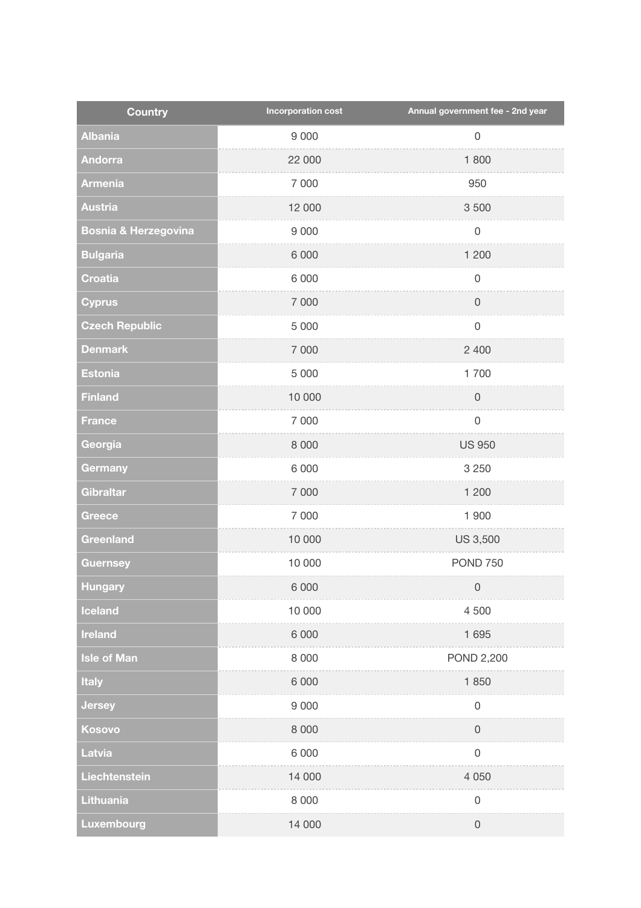| Country | Incorporation cost | Annual government fee - 2nd year |
| --- | --- | --- |
| Albania | 9 000 | 0 |
| Andorra | 22 000 | 1 800 |
| Armenia | 7 000 | 950 |
| Austria | 12 000 | 3 500 |
| Bosnia & Herzegovina | 9 000 | 0 |
| Bulgaria | 6 000 | 1 200 |
| Croatia | 6 000 | 0 |
| Cyprus | 7 000 | 0 |
| Czech Republic | 5 000 | 0 |
| Denmark | 7 000 | 2 400 |
| Estonia | 5 000 | 1 700 |
| Finland | 10 000 | 0 |
| France | 7 000 | 0 |
| Georgia | 8 000 | US 950 |
| Germany | 6 000 | 3 250 |
| Gibraltar | 7 000 | 1 200 |
| Greece | 7 000 | 1 900 |
| Greenland | 10 000 | US 3,500 |
| Guernsey | 10 000 | POND 750 |
| Hungary | 6 000 | 0 |
| Iceland | 10 000 | 4 500 |
| Ireland | 6 000 | 1 695 |
| Isle of Man | 8 000 | POND 2,200 |
| Italy | 6 000 | 1 850 |
| Jersey | 9 000 | 0 |
| Kosovo | 8 000 | 0 |
| Latvia | 6 000 | 0 |
| Liechtenstein | 14 000 | 4 050 |
| Lithuania | 8 000 | 0 |
| Luxembourg | 14 000 | 0 |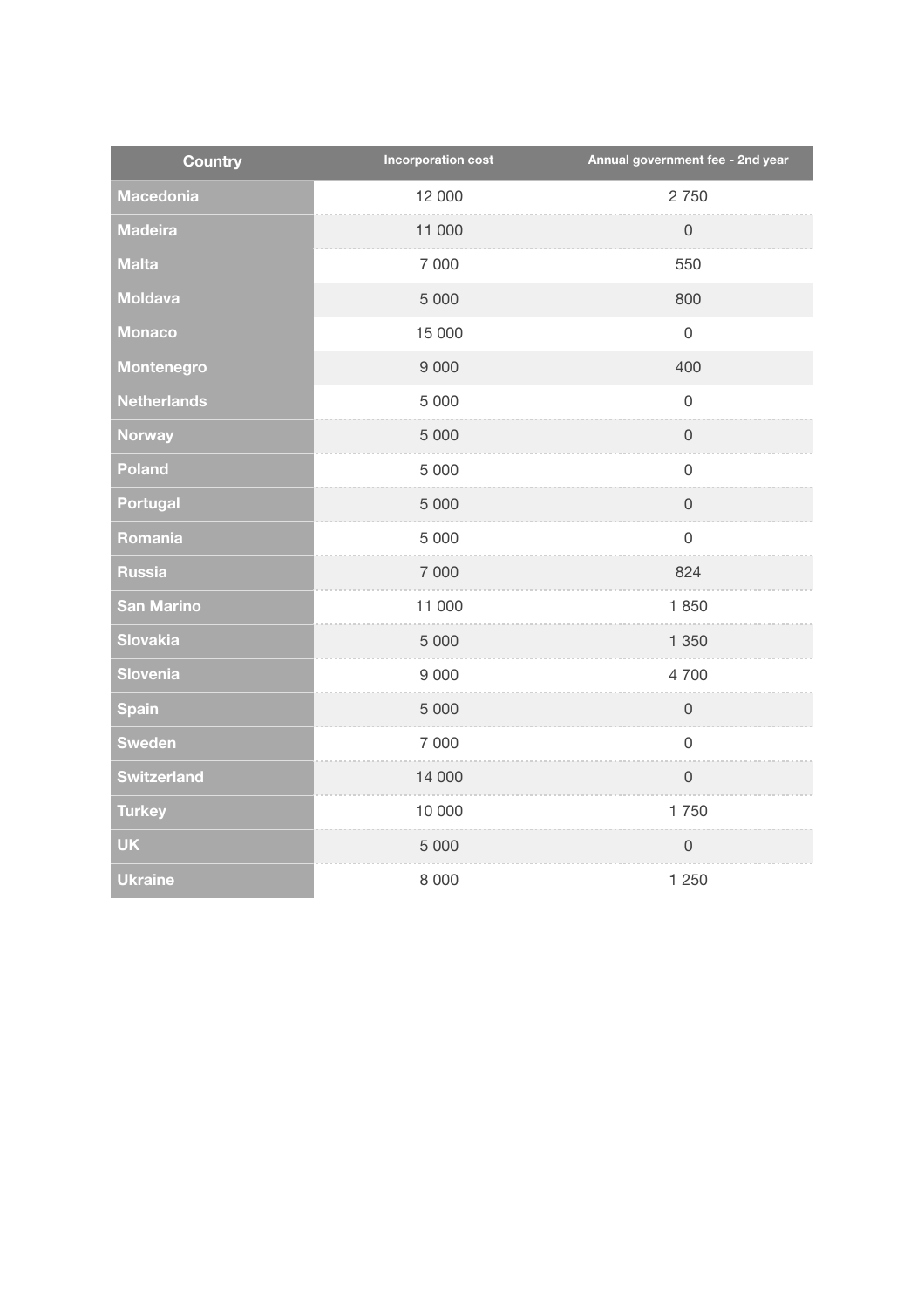| Country | Incorporation cost | Annual government fee - 2nd year |
|---|---|---|
| Macedonia | 12 000 | 2 750 |
| Madeira | 11 000 | 0 |
| Malta | 7 000 | 550 |
| Moldava | 5 000 | 800 |
| Monaco | 15 000 | 0 |
| Montenegro | 9 000 | 400 |
| Netherlands | 5 000 | 0 |
| Norway | 5 000 | 0 |
| Poland | 5 000 | 0 |
| Portugal | 5 000 | 0 |
| Romania | 5 000 | 0 |
| Russia | 7 000 | 824 |
| San Marino | 11 000 | 1 850 |
| Slovakia | 5 000 | 1 350 |
| Slovenia | 9 000 | 4 700 |
| Spain | 5 000 | 0 |
| Sweden | 7 000 | 0 |
| Switzerland | 14 000 | 0 |
| Turkey | 10 000 | 1 750 |
| UK | 5 000 | 0 |
| Ukraine | 8 000 | 1 250 |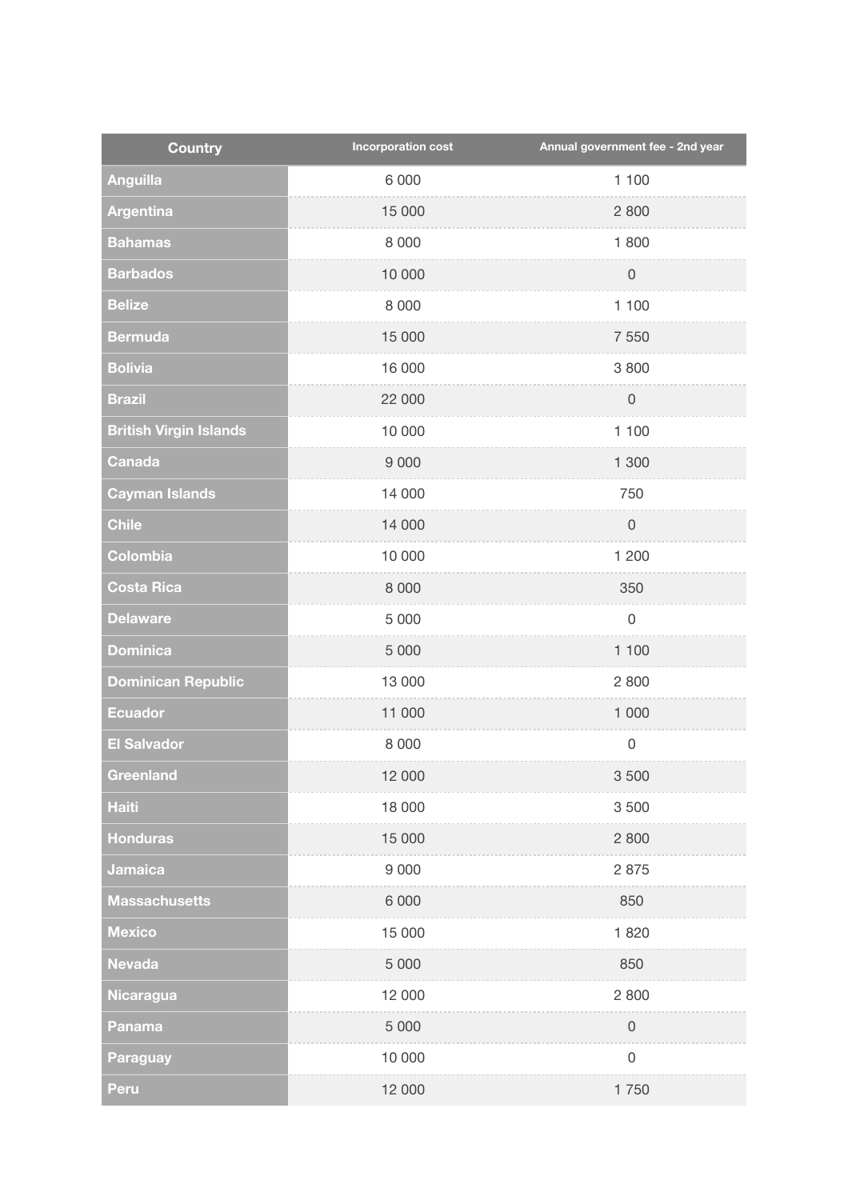| Country | Incorporation cost | Annual government fee - 2nd year |
|---|---|---|
| Anguilla | 6 000 | 1 100 |
| Argentina | 15 000 | 2 800 |
| Bahamas | 8 000 | 1 800 |
| Barbados | 10 000 | 0 |
| Belize | 8 000 | 1 100 |
| Bermuda | 15 000 | 7 550 |
| Bolivia | 16 000 | 3 800 |
| Brazil | 22 000 | 0 |
| British Virgin Islands | 10 000 | 1 100 |
| Canada | 9 000 | 1 300 |
| Cayman Islands | 14 000 | 750 |
| Chile | 14 000 | 0 |
| Colombia | 10 000 | 1 200 |
| Costa Rica | 8 000 | 350 |
| Delaware | 5 000 | 0 |
| Dominica | 5 000 | 1 100 |
| Dominican Republic | 13 000 | 2 800 |
| Ecuador | 11 000 | 1 000 |
| El Salvador | 8 000 | 0 |
| Greenland | 12 000 | 3 500 |
| Haiti | 18 000 | 3 500 |
| Honduras | 15 000 | 2 800 |
| Jamaica | 9 000 | 2 875 |
| Massachusetts | 6 000 | 850 |
| Mexico | 15 000 | 1 820 |
| Nevada | 5 000 | 850 |
| Nicaragua | 12 000 | 2 800 |
| Panama | 5 000 | 0 |
| Paraguay | 10 000 | 0 |
| Peru | 12 000 | 1 750 |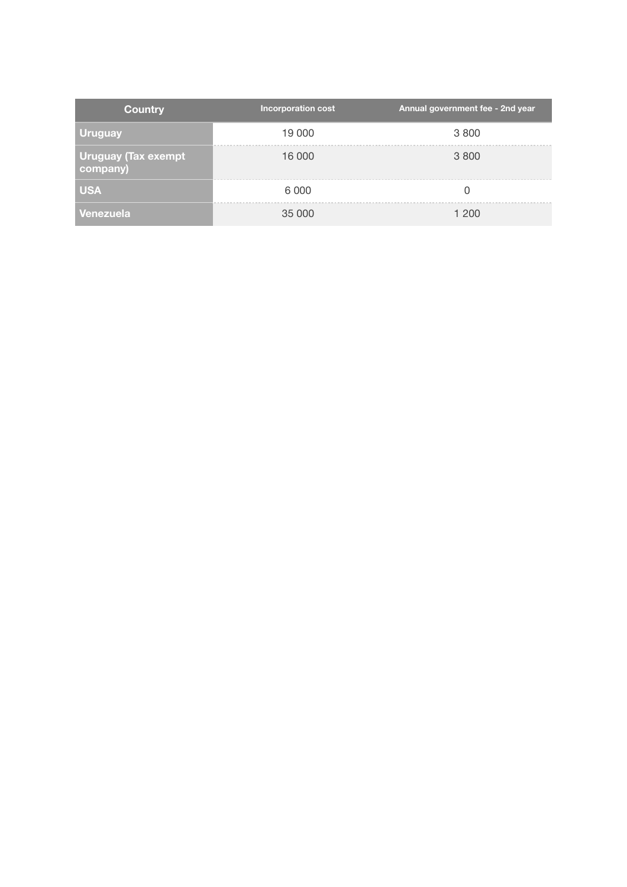| Country | Incorporation cost | Annual government fee - 2nd year |
| --- | --- | --- |
| Uruguay | 19 000 | 3 800 |
| Uruguay (Tax exempt company) | 16 000 | 3 800 |
| USA | 6 000 | 0 |
| Venezuela | 35 000 | 1 200 |